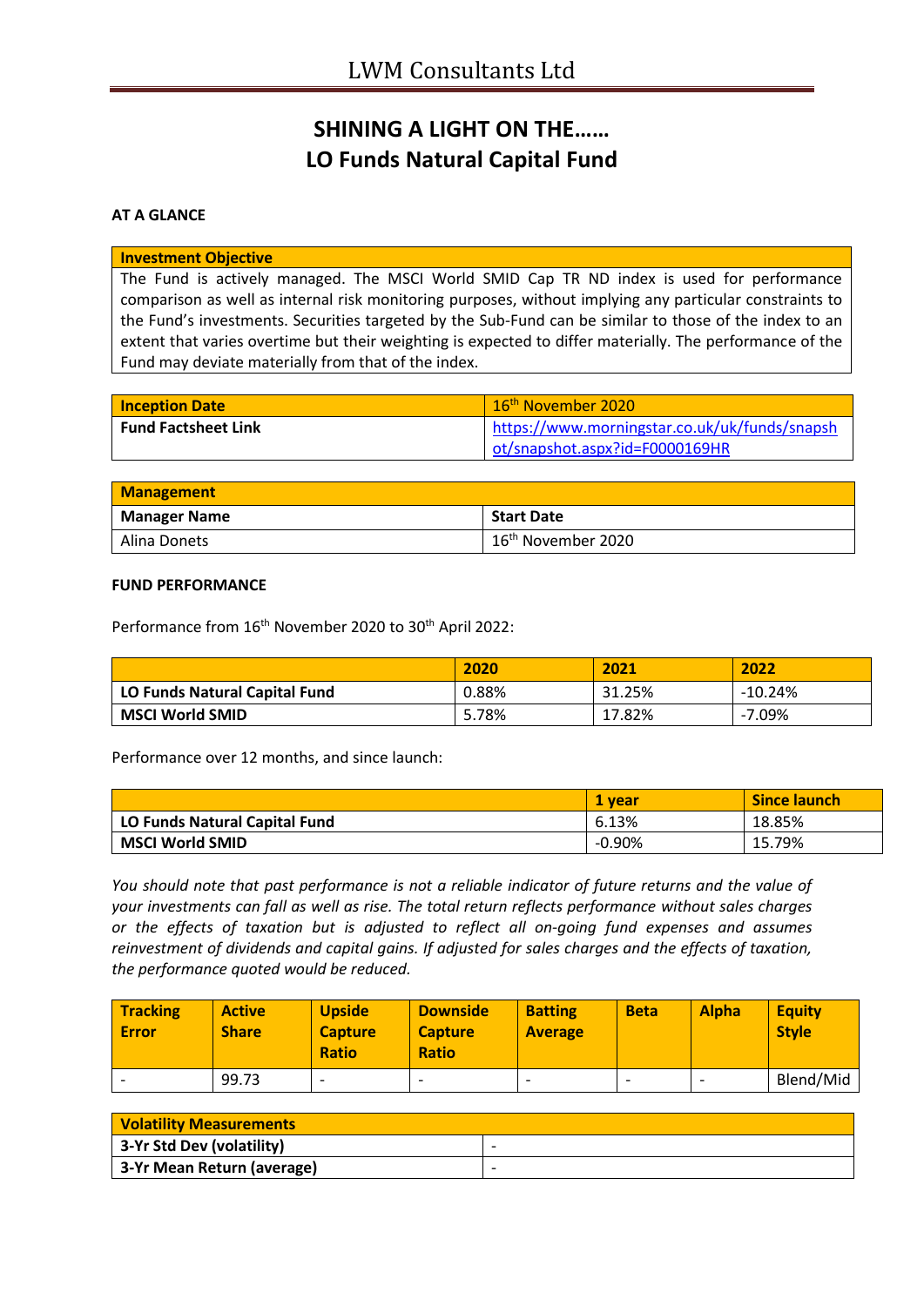# LWM Consultants Ltd

## SHINING A LIGHT ON THE……
## LO Funds Natural Capital Fund

**AT A GLANCE**

| Investment Objective |
| --- |
| The Fund is actively managed. The MSCI World SMID Cap TR ND index is used for performance comparison as well as internal risk monitoring purposes, without implying any particular constraints to the Fund's investments. Securities targeted by the Sub-Fund can be similar to those of the index to an extent that varies overtime but their weighting is expected to differ materially. The performance of the Fund may deviate materially from that of the index. |

| Inception Date | 16th November 2020 |
| --- | --- |
| **Fund Factsheet Link** | https://www.morningstar.co.uk/uk/funds/snapshot/snapshot.aspx?id=F0000169HR |

| Management | |
| --- | --- |
| **Manager Name** | **Start Date** |
| Alina Donets | 16th November 2020 |

**FUND PERFORMANCE**

Performance from 16th November 2020 to 30th April 2022:

| | 2020 | 2021 | 2022 |
| --- | --- | --- | --- |
| **LO Funds Natural Capital Fund** | 0.88% | 31.25% | -10.24% |
| **MSCI World SMID** | 5.78% | 17.82% | -7.09% |

Performance over 12 months, and since launch:

| | 1 year | Since launch |
| --- | --- | --- |
| **LO Funds Natural Capital Fund** | 6.13% | 18.85% |
| **MSCI World SMID** | -0.90% | 15.79% |

*You should note that past performance is not a reliable indicator of future returns and the value of your investments can fall as well as rise. The total return reflects performance without sales charges or the effects of taxation but is adjusted to reflect all on-going fund expenses and assumes reinvestment of dividends and capital gains. If adjusted for sales charges and the effects of taxation, the performance quoted would be reduced.*

| Tracking Error | Active Share | Upside Capture Ratio | Downside Capture Ratio | Batting Average | Beta | Alpha | Equity Style |
| --- | --- | --- | --- | --- | --- | --- | --- |
| - | 99.73 | - | - | - | - | - | Blend/Mid |

| Volatility Measurements | |
| --- | --- |
| **3-Yr Std Dev (volatility)** | - |
| **3-Yr Mean Return (average)** | - |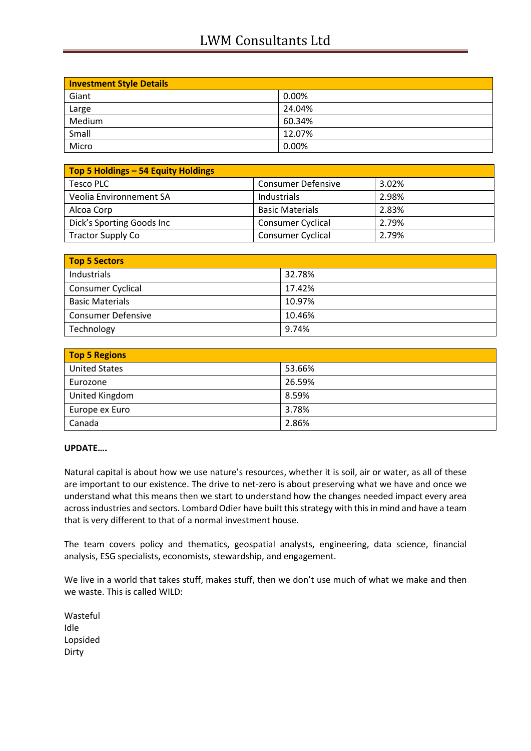| Investment Style Details | |
|---|---|
| Giant | 0.00% |
| Large | 24.04% |
| Medium | 60.34% |
| Small | 12.07% |
| Micro | 0.00% |

| Top 5 Holdings – 54 Equity Holdings | | |
|---|---|---|
| Tesco PLC | Consumer Defensive | 3.02% |
| Veolia Environnement SA | Industrials | 2.98% |
| Alcoa Corp | Basic Materials | 2.83% |
| Dick's Sporting Goods Inc | Consumer Cyclical | 2.79% |
| Tractor Supply Co | Consumer Cyclical | 2.79% |

| Top 5 Sectors | |
|---|---|
| Industrials | 32.78% |
| Consumer Cyclical | 17.42% |
| Basic Materials | 10.97% |
| Consumer Defensive | 10.46% |
| Technology | 9.74% |

| Top 5 Regions | |
|---|---|
| United States | 53.66% |
| Eurozone | 26.59% |
| United Kingdom | 8.59% |
| Europe ex Euro | 3.78% |
| Canada | 2.86% |

**UPDATE….**

Natural capital is about how we use nature's resources, whether it is soil, air or water, as all of these are important to our existence. The drive to net-zero is about preserving what we have and once we understand what this means then we start to understand how the changes needed impact every area across industries and sectors. Lombard Odier have built this strategy with this in mind and have a team that is very different to that of a normal investment house.

The team covers policy and thematics, geospatial analysts, engineering, data science, financial analysis, ESG specialists, economists, stewardship, and engagement.

We live in a world that takes stuff, makes stuff, then we don't use much of what we make and then we waste. This is called WILD:

Wasteful
Idle
Lopsided
Dirty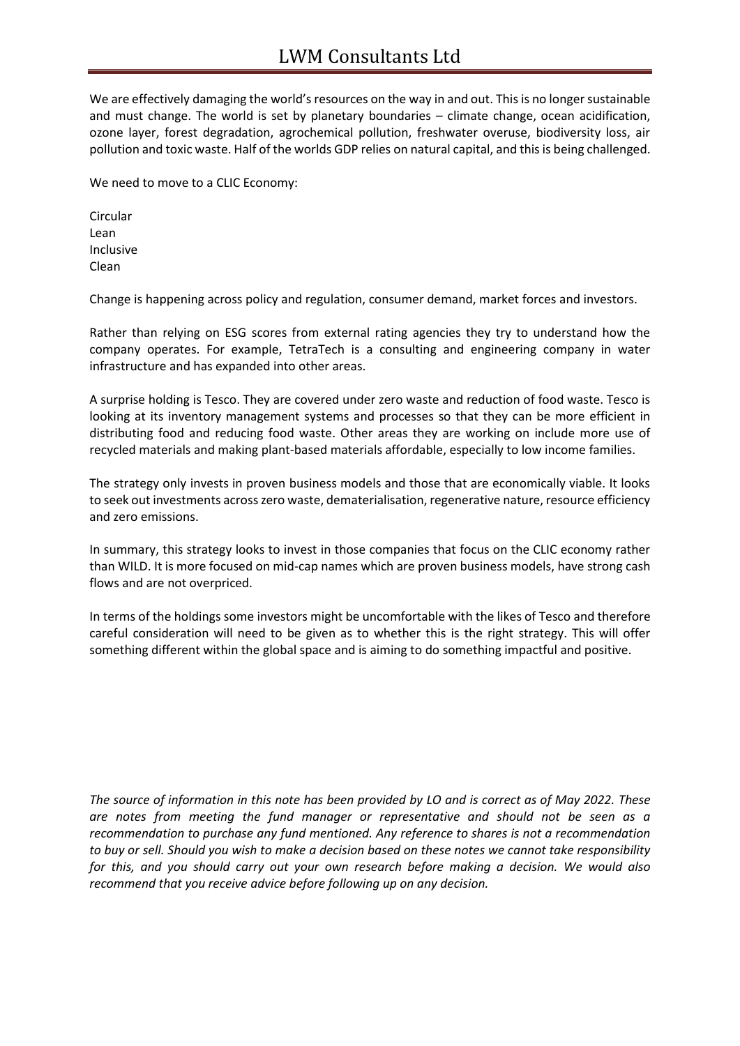We are effectively damaging the world's resources on the way in and out. This is no longer sustainable and must change. The world is set by planetary boundaries – climate change, ocean acidification, ozone layer, forest degradation, agrochemical pollution, freshwater overuse, biodiversity loss, air pollution and toxic waste. Half of the worlds GDP relies on natural capital, and this is being challenged.

We need to move to a CLIC Economy:

Circular
Lean
Inclusive
Clean

Change is happening across policy and regulation, consumer demand, market forces and investors.

Rather than relying on ESG scores from external rating agencies they try to understand how the company operates. For example, TetraTech is a consulting and engineering company in water infrastructure and has expanded into other areas.

A surprise holding is Tesco. They are covered under zero waste and reduction of food waste. Tesco is looking at its inventory management systems and processes so that they can be more efficient in distributing food and reducing food waste. Other areas they are working on include more use of recycled materials and making plant-based materials affordable, especially to low income families.

The strategy only invests in proven business models and those that are economically viable. It looks to seek out investments across zero waste, dematerialisation, regenerative nature, resource efficiency and zero emissions.

In summary, this strategy looks to invest in those companies that focus on the CLIC economy rather than WILD. It is more focused on mid-cap names which are proven business models, have strong cash flows and are not overpriced.

In terms of the holdings some investors might be uncomfortable with the likes of Tesco and therefore careful consideration will need to be given as to whether this is the right strategy. This will offer something different within the global space and is aiming to do something impactful and positive.

*The source of information in this note has been provided by LO and is correct as of May 2022. These are notes from meeting the fund manager or representative and should not be seen as a recommendation to purchase any fund mentioned. Any reference to shares is not a recommendation to buy or sell. Should you wish to make a decision based on these notes we cannot take responsibility for this, and you should carry out your own research before making a decision. We would also recommend that you receive advice before following up on any decision.*